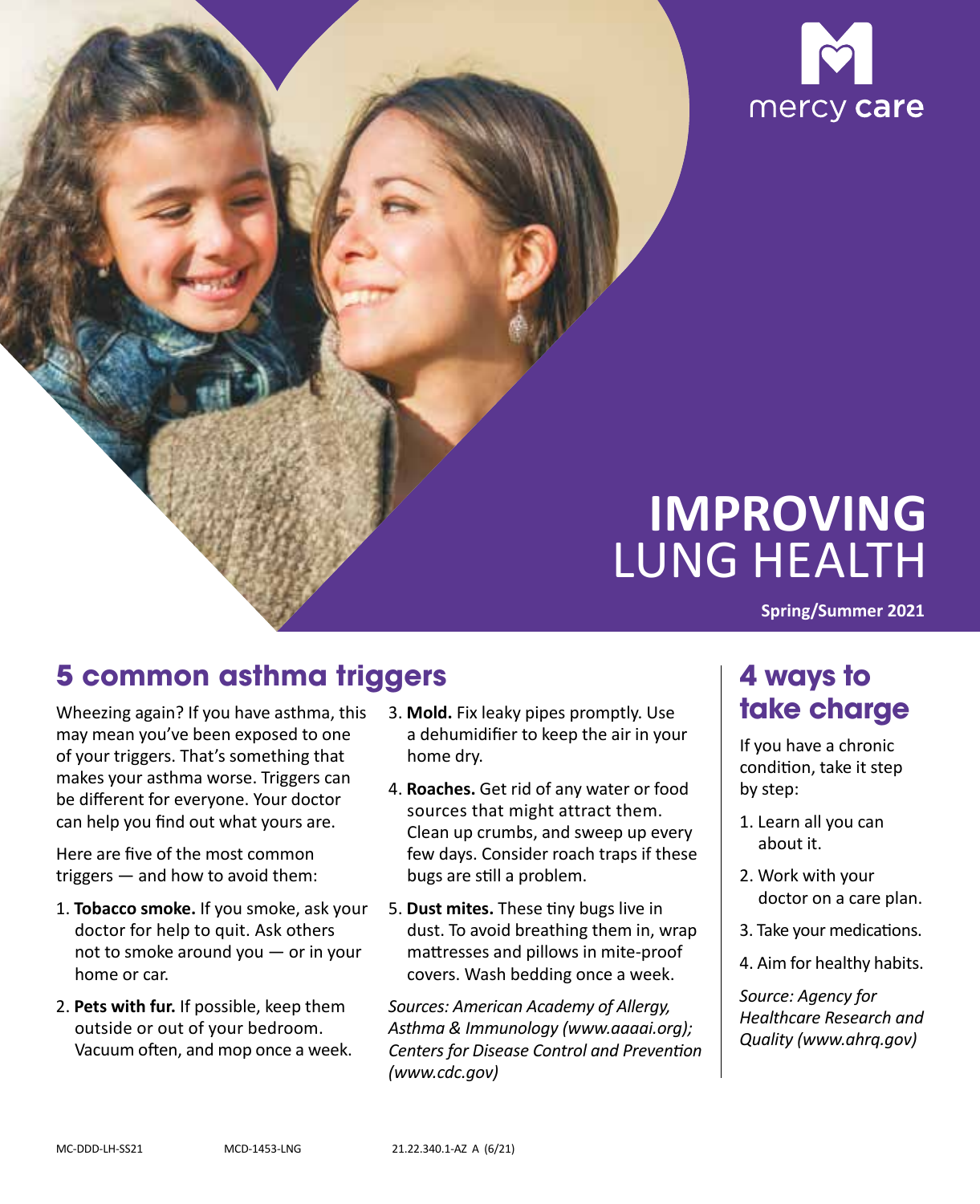mercy care

# IMPROVING LUNG HEALTH

**Spring/Summer 2021**

## 5 common asthma triggers

Wheezing again? If you have asthma, this may mean you've been exposed to one of your triggers. That's something that makes your asthma worse. Triggers can be different for everyone. Your doctor can help you find out what yours are.

Here are five of the most common triggers — and how to avoid them:

1. **Tobacco smoke.** If you smoke, ask your doctor for help to quit. Ask others not to smoke around you — or in your home or car.
2. **Pets with fur.** If possible, keep them outside or out of your bedroom. Vacuum often, and mop once a week.
3. **Mold.** Fix leaky pipes promptly. Use a dehumidifier to keep the air in your home dry.
4. **Roaches.** Get rid of any water or food sources that might attract them. Clean up crumbs, and sweep up every few days. Consider roach traps if these bugs are still a problem.
5. **Dust mites.** These tiny bugs live in dust. To avoid breathing them in, wrap mattresses and pillows in mite-proof covers. Wash bedding once a week.

*Sources: American Academy of Allergy, Asthma & Immunology (www.aaaai.org); Centers for Disease Control and Prevention (www.cdc.gov)*

## 4 ways to take charge

If you have a chronic condition, take it step by step:

1. Learn all you can about it.
2. Work with your doctor on a care plan.
3. Take your medications.
4. Aim for healthy habits.

*Source: Agency for Healthcare Research and Quality (www.ahrq.gov)*

MC-DDD-LH-SS21 MCD-1453-LNG 21.22.340.1-AZ A (6/21)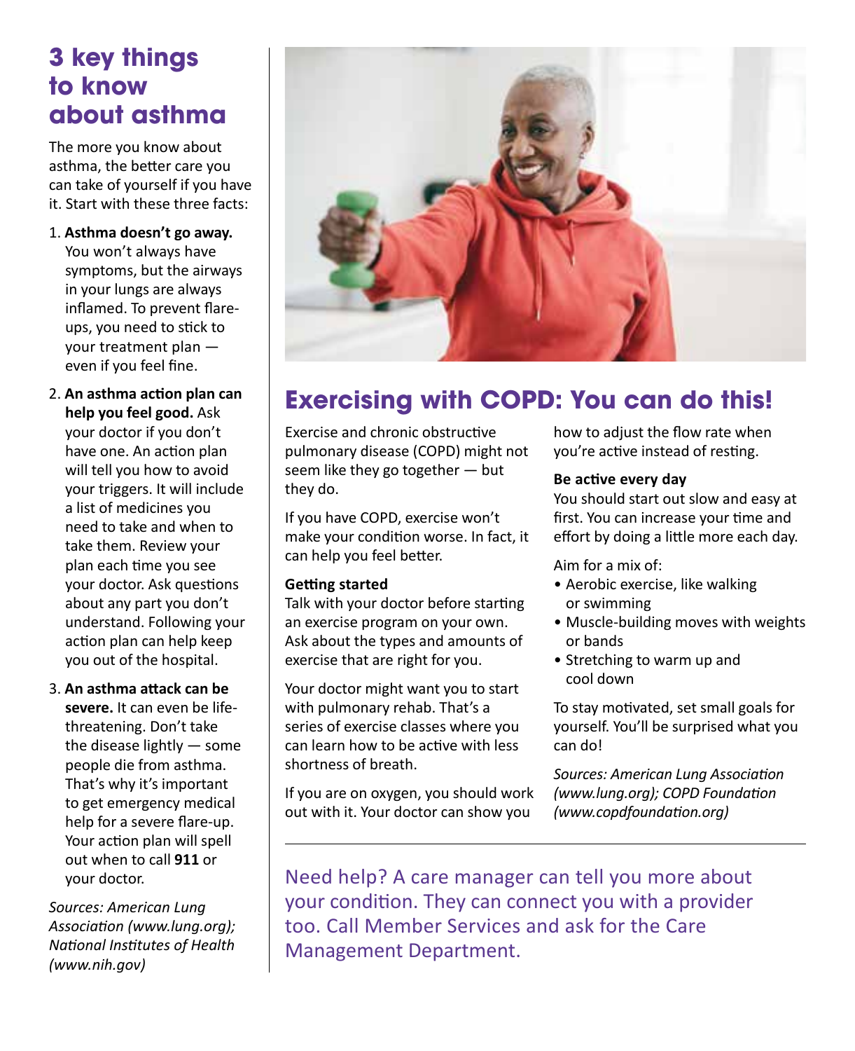## 3 key things to know about asthma

The more you know about asthma, the better care you can take of yourself if you have it. Start with these three facts:

1. **Asthma doesn't go away.** You won't always have symptoms, but the airways in your lungs are always inflamed. To prevent flare-ups, you need to stick to your treatment plan — even if you feel fine.
2. **An asthma action plan can help you feel good.** Ask your doctor if you don't have one. An action plan will tell you how to avoid your triggers. It will include a list of medicines you need to take and when to take them. Review your plan each time you see your doctor. Ask questions about any part you don't understand. Following your action plan can help keep you out of the hospital.
3. **An asthma attack can be severe.** It can even be life-threatening. Don't take the disease lightly — some people die from asthma. That's why it's important to get emergency medical help for a severe flare-up. Your action plan will spell out when to call **911** or your doctor.

*Sources: American Lung Association (www.lung.org); National Institutes of Health (www.nih.gov)*

## Exercising with COPD: You can do this!

Exercise and chronic obstructive pulmonary disease (COPD) might not seem like they go together — but they do.

If you have COPD, exercise won't make your condition worse. In fact, it can help you feel better.

**Getting started**

Talk with your doctor before starting an exercise program on your own. Ask about the types and amounts of exercise that are right for you.

Your doctor might want you to start with pulmonary rehab. That's a series of exercise classes where you can learn how to be active with less shortness of breath.

If you are on oxygen, you should work out with it. Your doctor can show you how to adjust the flow rate when you're active instead of resting.

**Be active every day**

You should start out slow and easy at first. You can increase your time and effort by doing a little more each day.

Aim for a mix of:

- Aerobic exercise, like walking or swimming
- Muscle-building moves with weights or bands
- Stretching to warm up and cool down

To stay motivated, set small goals for yourself. You'll be surprised what you can do!

*Sources: American Lung Association (www.lung.org); COPD Foundation (www.copdfoundation.org)*

---

Need help? A care manager can tell you more about your condition. They can connect you with a provider too. Call Member Services and ask for the Care Management Department.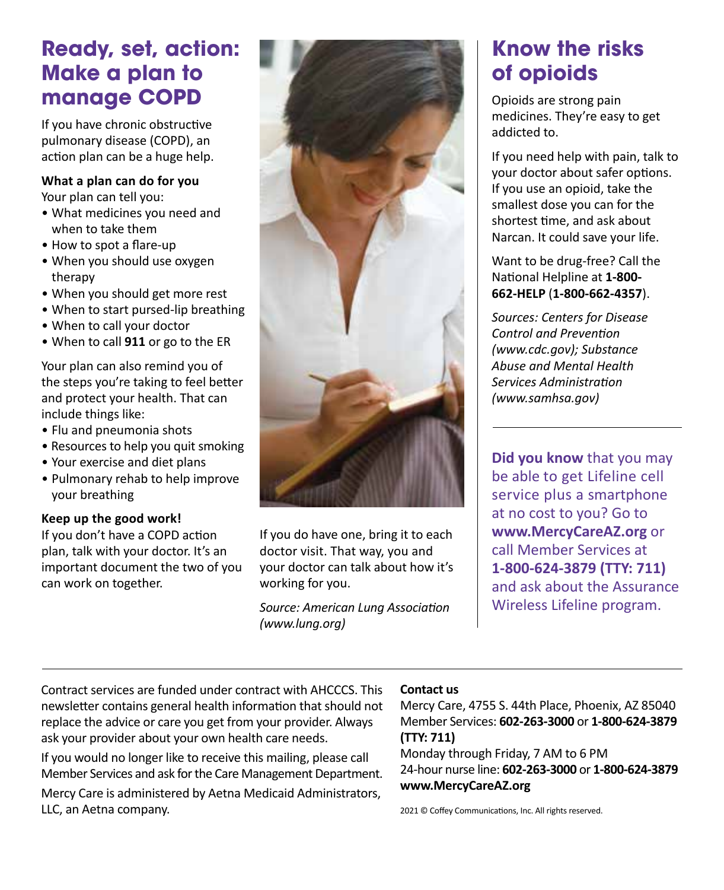# Ready, set, action: Make a plan to manage COPD

If you have chronic obstructive pulmonary disease (COPD), an action plan can be a huge help.

**What a plan can do for you**

Your plan can tell you:

- What medicines you need and when to take them
- How to spot a flare-up
- When you should use oxygen therapy
- When you should get more rest
- When to start pursed-lip breathing
- When to call your doctor
- When to call **911** or go to the ER

Your plan can also remind you of the steps you're taking to feel better and protect your health. That can include things like:

- Flu and pneumonia shots
- Resources to help you quit smoking
- Your exercise and diet plans
- Pulmonary rehab to help improve your breathing

**Keep up the good work!**

If you don't have a COPD action plan, talk with your doctor. It's an important document the two of you can work on together.

If you do have one, bring it to each doctor visit. That way, you and your doctor can talk about how it's working for you.

*Source: American Lung Association (www.lung.org)*

# Know the risks of opioids

Opioids are strong pain medicines. They're easy to get addicted to.

If you need help with pain, talk to your doctor about safer options. If you use an opioid, take the smallest dose you can for the shortest time, and ask about Narcan. It could save your life.

Want to be drug-free? Call the National Helpline at **1-800-662-HELP** (**1-800-662-4357**).

*Sources: Centers for Disease Control and Prevention (www.cdc.gov); Substance Abuse and Mental Health Services Administration (www.samhsa.gov)*

---

**Did you know** that you may be able to get Lifeline cell service plus a smartphone at no cost to you? Go to **www.MercyCareAZ.org** or call Member Services at **1-800-624-3879 (TTY: 711)** and ask about the Assurance Wireless Lifeline program.

---

Contract services are funded under contract with AHCCCS. This newsletter contains general health information that should not replace the advice or care you get from your provider. Always ask your provider about your own health care needs.

If you would no longer like to receive this mailing, please call Member Services and ask for the Care Management Department.

Mercy Care is administered by Aetna Medicaid Administrators, LLC, an Aetna company.

**Contact us**

Mercy Care, 4755 S. 44th Place, Phoenix, AZ 85040
Member Services: **602-263-3000** or **1-800-624-3879 (TTY: 711)**
Monday through Friday, 7 AM to 6 PM
24-hour nurse line: **602-263-3000** or **1-800-624-3879**
**www.MercyCareAZ.org**

2021 © Coffey Communications, Inc. All rights reserved.